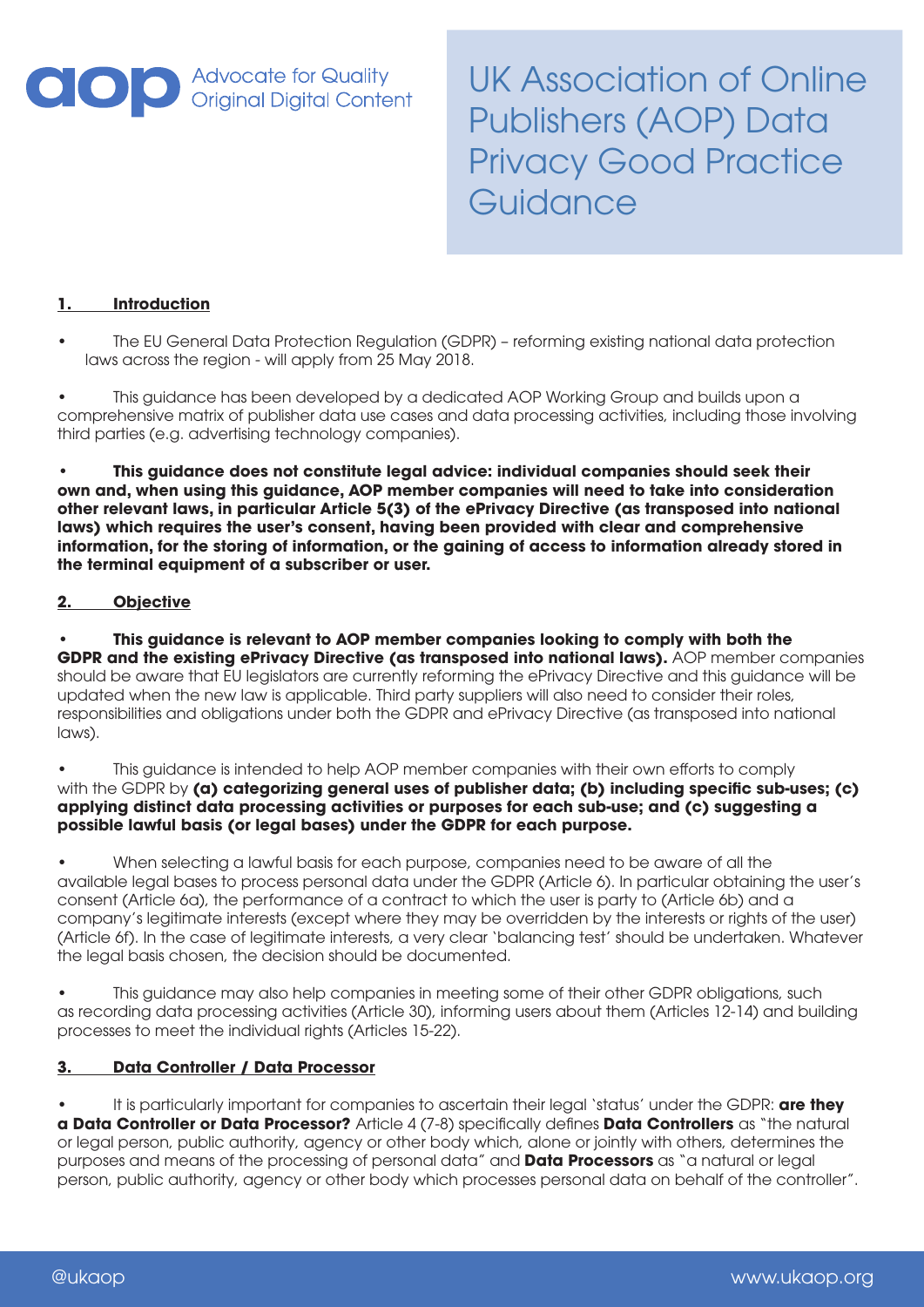aop Advocate for Quality Original Digital Content

# UK Association of Online Publishers (AOP) Data Privacy Good Practice Guidance

## 1. Introduction

- The EU General Data Protection Regulation (GDPR) – reforming existing national data protection laws across the region - will apply from 25 May 2018.

- This guidance has been developed by a dedicated AOP Working Group and builds upon a comprehensive matrix of publisher data use cases and data processing activities, including those involving third parties (e.g. advertising technology companies).

- **This guidance does not constitute legal advice: individual companies should seek their own and, when using this guidance, AOP member companies will need to take into consideration other relevant laws, in particular Article 5(3) of the ePrivacy Directive (as transposed into national laws) which requires the user's consent, having been provided with clear and comprehensive information, for the storing of information, or the gaining of access to information already stored in the terminal equipment of a subscriber or user.**

## 2. Objective

- **This guidance is relevant to AOP member companies looking to comply with both the GDPR and the existing ePrivacy Directive (as transposed into national laws).** AOP member companies should be aware that EU legislators are currently reforming the ePrivacy Directive and this guidance will be updated when the new law is applicable. Third party suppliers will also need to consider their roles, responsibilities and obligations under both the GDPR and ePrivacy Directive (as transposed into national laws).

- This guidance is intended to help AOP member companies with their own efforts to comply with the GDPR by **(a) categorizing general uses of publisher data; (b) including specific sub-uses; (c) applying distinct data processing activities or purposes for each sub-use; and (c) suggesting a possible lawful basis (or legal bases) under the GDPR for each purpose.**

- When selecting a lawful basis for each purpose, companies need to be aware of all the available legal bases to process personal data under the GDPR (Article 6). In particular obtaining the user's consent (Article 6a), the performance of a contract to which the user is party to (Article 6b) and a company's legitimate interests (except where they may be overridden by the interests or rights of the user) (Article 6f). In the case of legitimate interests, a very clear 'balancing test' should be undertaken. Whatever the legal basis chosen, the decision should be documented.

- This guidance may also help companies in meeting some of their other GDPR obligations, such as recording data processing activities (Article 30), informing users about them (Articles 12-14) and building processes to meet the individual rights (Articles 15-22).

## 3. Data Controller / Data Processor

- It is particularly important for companies to ascertain their legal 'status' under the GDPR: **are they a Data Controller or Data Processor?** Article 4 (7-8) specifically defines **Data Controllers** as "the natural or legal person, public authority, agency or other body which, alone or jointly with others, determines the purposes and means of the processing of personal data" and **Data Processors** as "a natural or legal person, public authority, agency or other body which processes personal data on behalf of the controller".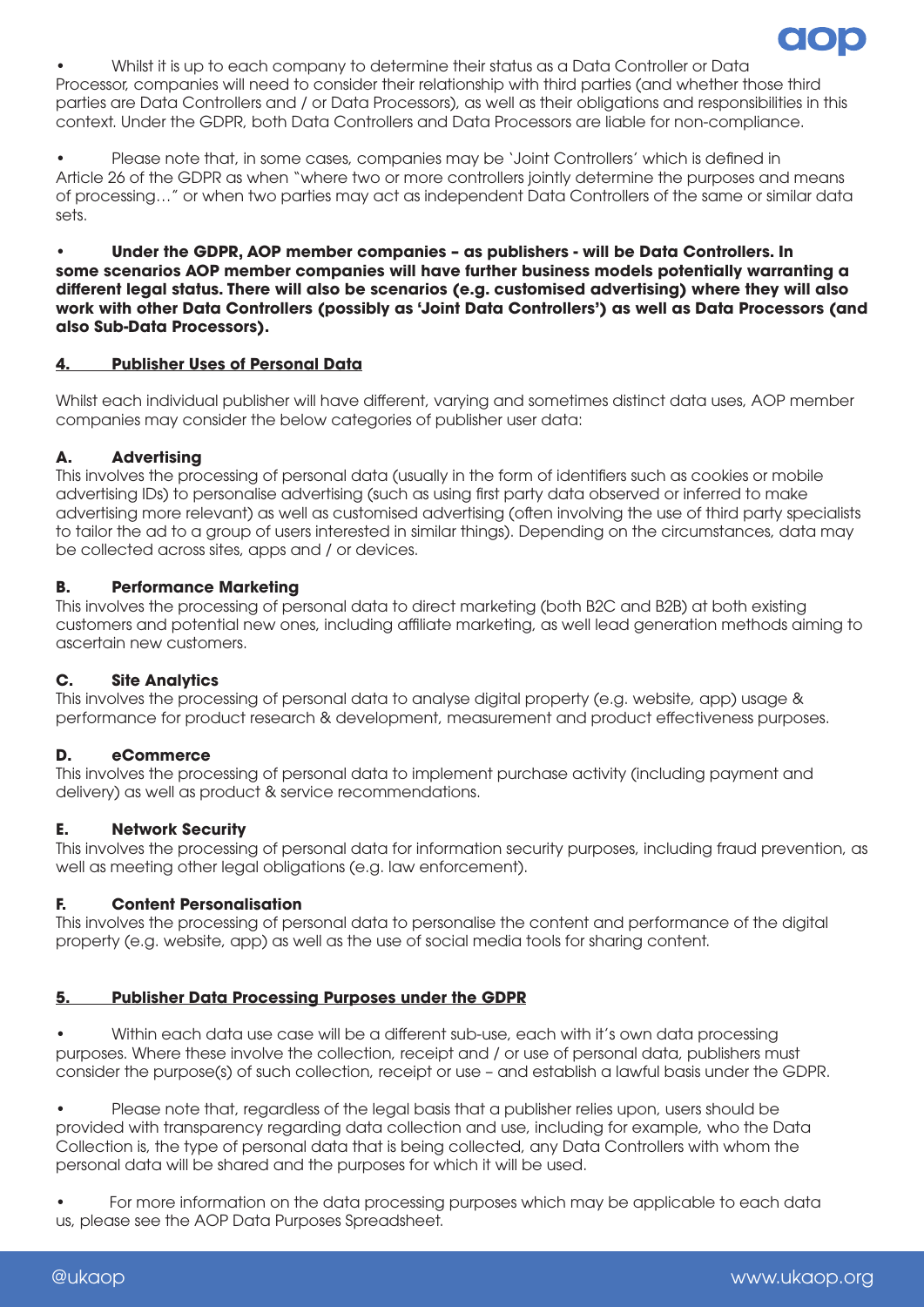- Whilst it is up to each company to determine their status as a Data Controller or Data Processor, companies will need to consider their relationship with third parties (and whether those third parties are Data Controllers and / or Data Processors), as well as their obligations and responsibilities in this context. Under the GDPR, both Data Controllers and Data Processors are liable for non-compliance.

- Please note that, in some cases, companies may be 'Joint Controllers' which is defined in Article 26 of the GDPR as when "where two or more controllers jointly determine the purposes and means of processing…" or when two parties may act as independent Data Controllers of the same or similar data sets.

- **Under the GDPR, AOP member companies – as publishers - will be Data Controllers. In some scenarios AOP member companies will have further business models potentially warranting a different legal status. There will also be scenarios (e.g. customised advertising) where they will also work with other Data Controllers (possibly as 'Joint Data Controllers') as well as Data Processors (and also Sub-Data Processors).**

## 4. Publisher Uses of Personal Data

Whilst each individual publisher will have different, varying and sometimes distinct data uses, AOP member companies may consider the below categories of publisher user data:

### A. Advertising

This involves the processing of personal data (usually in the form of identifiers such as cookies or mobile advertising IDs) to personalise advertising (such as using first party data observed or inferred to make advertising more relevant) as well as customised advertising (often involving the use of third party specialists to tailor the ad to a group of users interested in similar things). Depending on the circumstances, data may be collected across sites, apps and / or devices.

### B. Performance Marketing

This involves the processing of personal data to direct marketing (both B2C and B2B) at both existing customers and potential new ones, including affiliate marketing, as well lead generation methods aiming to ascertain new customers.

### C. Site Analytics

This involves the processing of personal data to analyse digital property (e.g. website, app) usage & performance for product research & development, measurement and product effectiveness purposes.

### D. eCommerce

This involves the processing of personal data to implement purchase activity (including payment and delivery) as well as product & service recommendations.

### E. Network Security

This involves the processing of personal data for information security purposes, including fraud prevention, as well as meeting other legal obligations (e.g. law enforcement).

### F. Content Personalisation

This involves the processing of personal data to personalise the content and performance of the digital property (e.g. website, app) as well as the use of social media tools for sharing content.

## 5. Publisher Data Processing Purposes under the GDPR

- Within each data use case will be a different sub-use, each with it's own data processing purposes. Where these involve the collection, receipt and / or use of personal data, publishers must consider the purpose(s) of such collection, receipt or use – and establish a lawful basis under the GDPR.

- Please note that, regardless of the legal basis that a publisher relies upon, users should be provided with transparency regarding data collection and use, including for example, who the Data Collection is, the type of personal data that is being collected, any Data Controllers with whom the personal data will be shared and the purposes for which it will be used.

- For more information on the data processing purposes which may be applicable to each data us, please see the AOP Data Purposes Spreadsheet.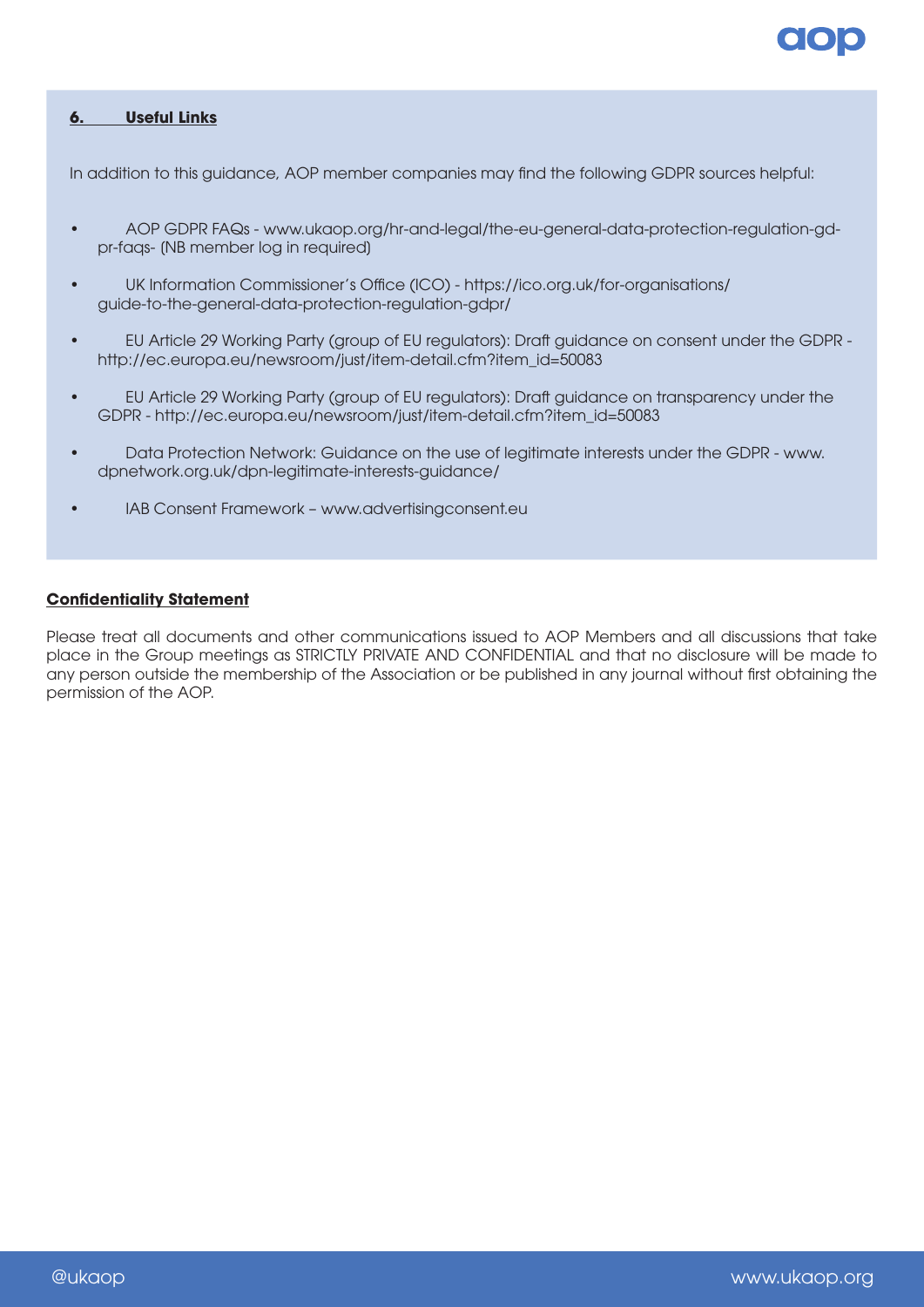## 6. Useful Links

In addition to this guidance, AOP member companies may find the following GDPR sources helpful:

- AOP GDPR FAQs - www.ukaop.org/hr-and-legal/the-eu-general-data-protection-regulation-gdpr-faqs- (NB member log in required)
- UK Information Commissioner's Office (ICO) - https://ico.org.uk/for-organisations/guide-to-the-general-data-protection-regulation-gdpr/
- EU Article 29 Working Party (group of EU regulators): Draft guidance on consent under the GDPR - http://ec.europa.eu/newsroom/just/item-detail.cfm?item_id=50083
- EU Article 29 Working Party (group of EU regulators): Draft guidance on transparency under the GDPR - http://ec.europa.eu/newsroom/just/item-detail.cfm?item_id=50083
- Data Protection Network: Guidance on the use of legitimate interests under the GDPR - www.dpnetwork.org.uk/dpn-legitimate-interests-guidance/
- IAB Consent Framework – www.advertisingconsent.eu

**Confidentiality Statement**

Please treat all documents and other communications issued to AOP Members and all discussions that take place in the Group meetings as STRICTLY PRIVATE AND CONFIDENTIAL and that no disclosure will be made to any person outside the membership of the Association or be published in any journal without first obtaining the permission of the AOP.